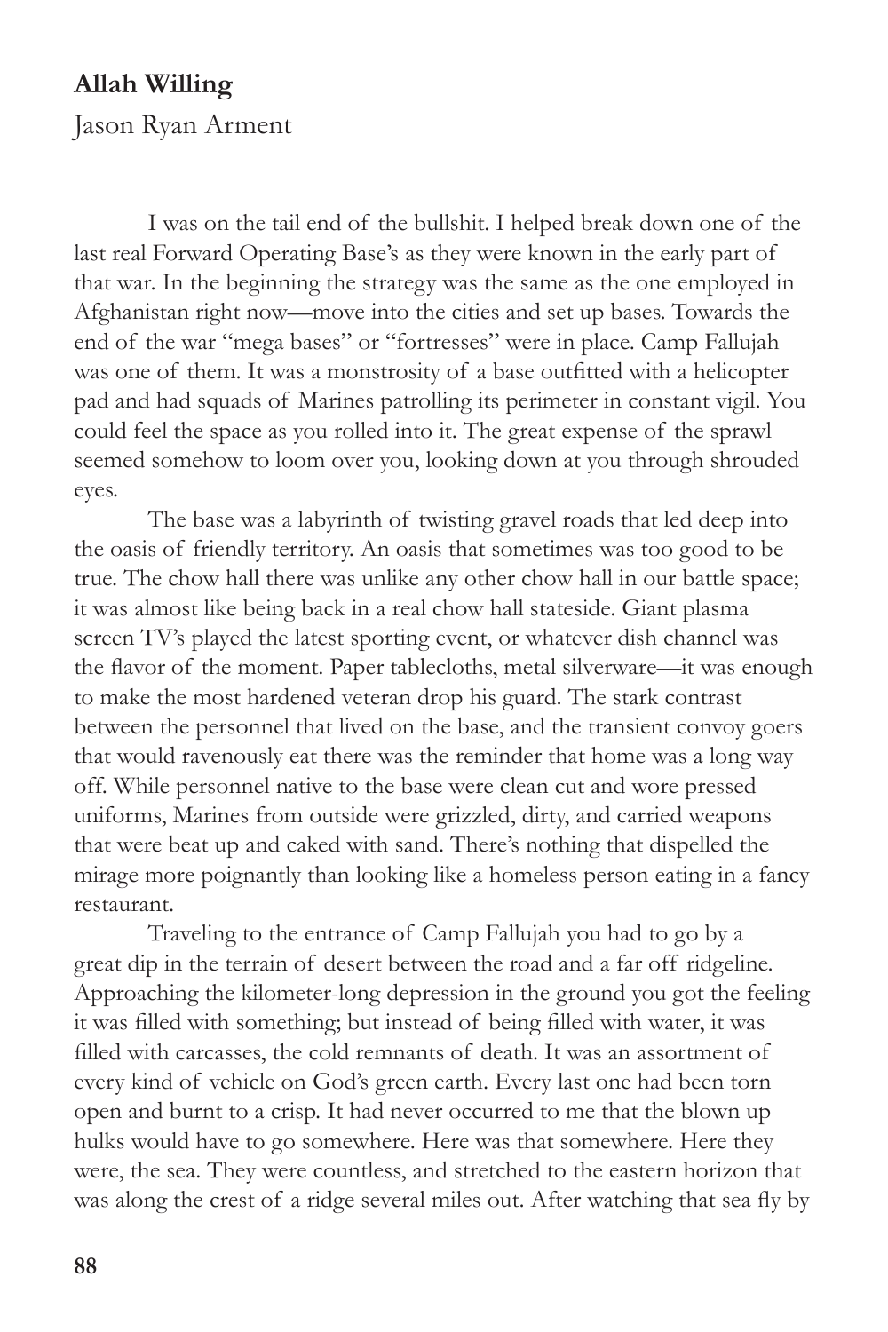## Allah Willing

Jason Ryan Arment

I was on the tail end of the bullshit. I helped break down one of the last real Forward Operating Base's as they were known in the early part of that war. In the beginning the strategy was the same as the one employed in Afghanistan right now—move into the cities and set up bases. Towards the end of the war "mega bases" or "fortresses" were in place. Camp Fallujah was one of them. It was a monstrosity of a base outfitted with a helicopter pad and had squads of Marines patrolling its perimeter in constant vigil. You could feel the space as you rolled into it. The great expense of the sprawl seemed somehow to loom over you, looking down at you through shrouded eyes.

The base was a labyrinth of twisting gravel roads that led deep into the oasis of friendly territory. An oasis that sometimes was too good to be true. The chow hall there was unlike any other chow hall in our battle space; it was almost like being back in a real chow hall stateside. Giant plasma screen TV's played the latest sporting event, or whatever dish channel was the flavor of the moment. Paper tablecloths, metal silverware—it was enough to make the most hardened veteran drop his guard. The stark contrast between the personnel that lived on the base, and the transient convoy goers that would ravenously eat there was the reminder that home was a long way off. While personnel native to the base were clean cut and wore pressed uniforms, Marines from outside were grizzled, dirty, and carried weapons that were beat up and caked with sand. There's nothing that dispelled the mirage more poignantly than looking like a homeless person eating in a fancy restaurant.

Traveling to the entrance of Camp Fallujah you had to go by a great dip in the terrain of desert between the road and a far off ridgeline. Approaching the kilometer-long depression in the ground you got the feeling it was filled with something; but instead of being filled with water, it was filled with carcasses, the cold remnants of death. It was an assortment of every kind of vehicle on God's green earth. Every last one had been torn open and burnt to a crisp. It had never occurred to me that the blown up hulks would have to go somewhere. Here was that somewhere. Here they were, the sea. They were countless, and stretched to the eastern horizon that was along the crest of a ridge several miles out. After watching that sea fly by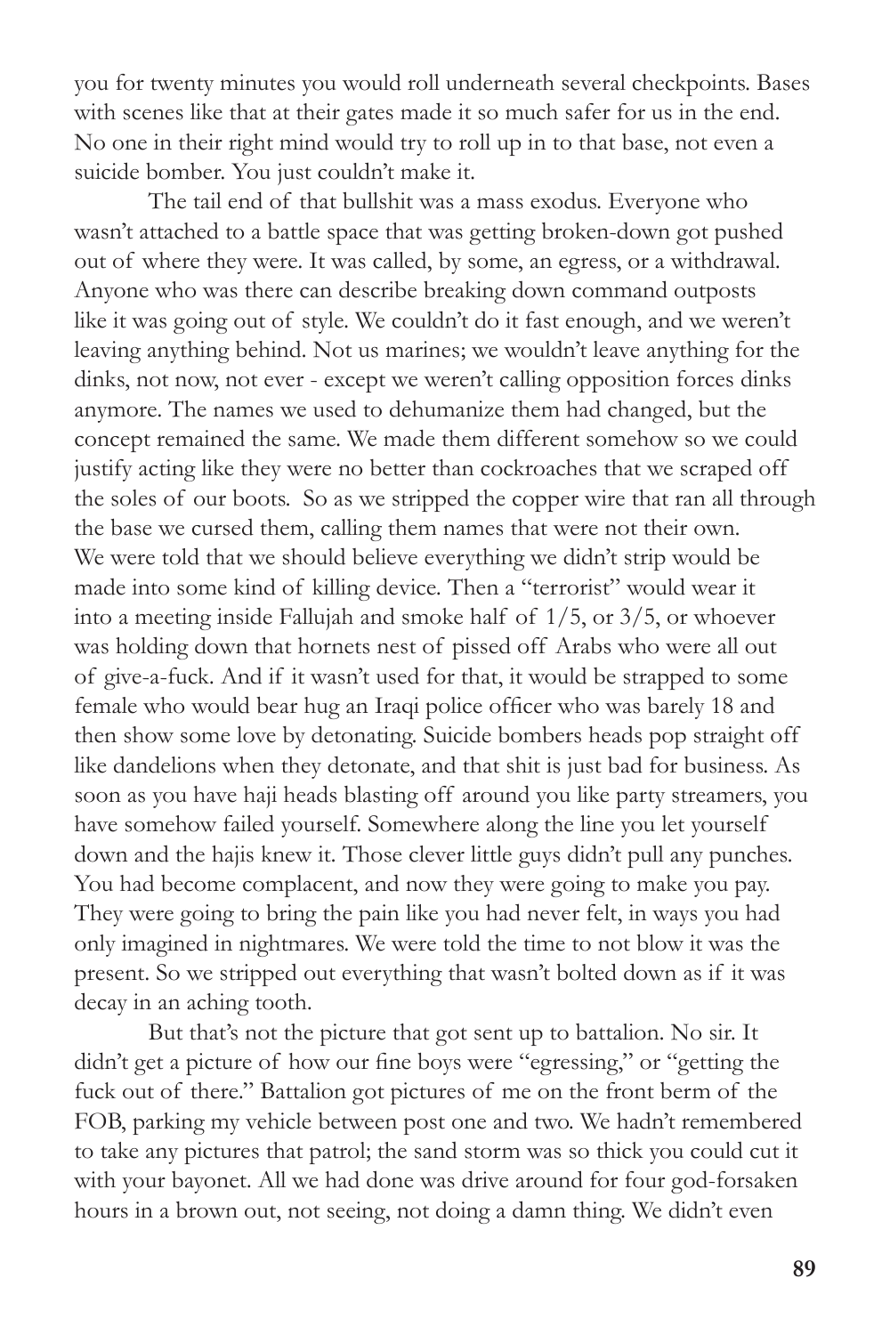you for twenty minutes you would roll underneath several checkpoints. Bases with scenes like that at their gates made it so much safer for us in the end. No one in their right mind would try to roll up in to that base, not even a suicide bomber. You just couldn't make it.

The tail end of that bullshit was a mass exodus. Everyone who wasn't attached to a battle space that was getting broken-down got pushed out of where they were. It was called, by some, an egress, or a withdrawal. Anyone who was there can describe breaking down command outposts like it was going out of style. We couldn't do it fast enough, and we weren't leaving anything behind. Not us marines; we wouldn't leave anything for the dinks, not now, not ever - except we weren't calling opposition forces dinks anymore. The names we used to dehumanize them had changed, but the concept remained the same. We made them different somehow so we could justify acting like they were no better than cockroaches that we scraped off the soles of our boots. So as we stripped the copper wire that ran all through the base we cursed them, calling them names that were not their own. We were told that we should believe everything we didn't strip would be made into some kind of killing device. Then a "terrorist" would wear it into a meeting inside Fallujah and smoke half of 1/5, or 3/5, or whoever was holding down that hornets nest of pissed off Arabs who were all out of give-a-fuck. And if it wasn't used for that, it would be strapped to some female who would bear hug an Iraqi police officer who was barely 18 and then show some love by detonating. Suicide bombers heads pop straight off like dandelions when they detonate, and that shit is just bad for business. As soon as you have haji heads blasting off around you like party streamers, you have somehow failed yourself. Somewhere along the line you let yourself down and the hajis knew it. Those clever little guys didn't pull any punches. You had become complacent, and now they were going to make you pay. They were going to bring the pain like you had never felt, in ways you had only imagined in nightmares. We were told the time to not blow it was the present. So we stripped out everything that wasn't bolted down as if it was decay in an aching tooth.

But that's not the picture that got sent up to battalion. No sir. It didn't get a picture of how our fine boys were "egressing," or "getting the fuck out of there." Battalion got pictures of me on the front berm of the FOB, parking my vehicle between post one and two. We hadn't remembered to take any pictures that patrol; the sand storm was so thick you could cut it with your bayonet. All we had done was drive around for four god-forsaken hours in a brown out, not seeing, not doing a damn thing. We didn't even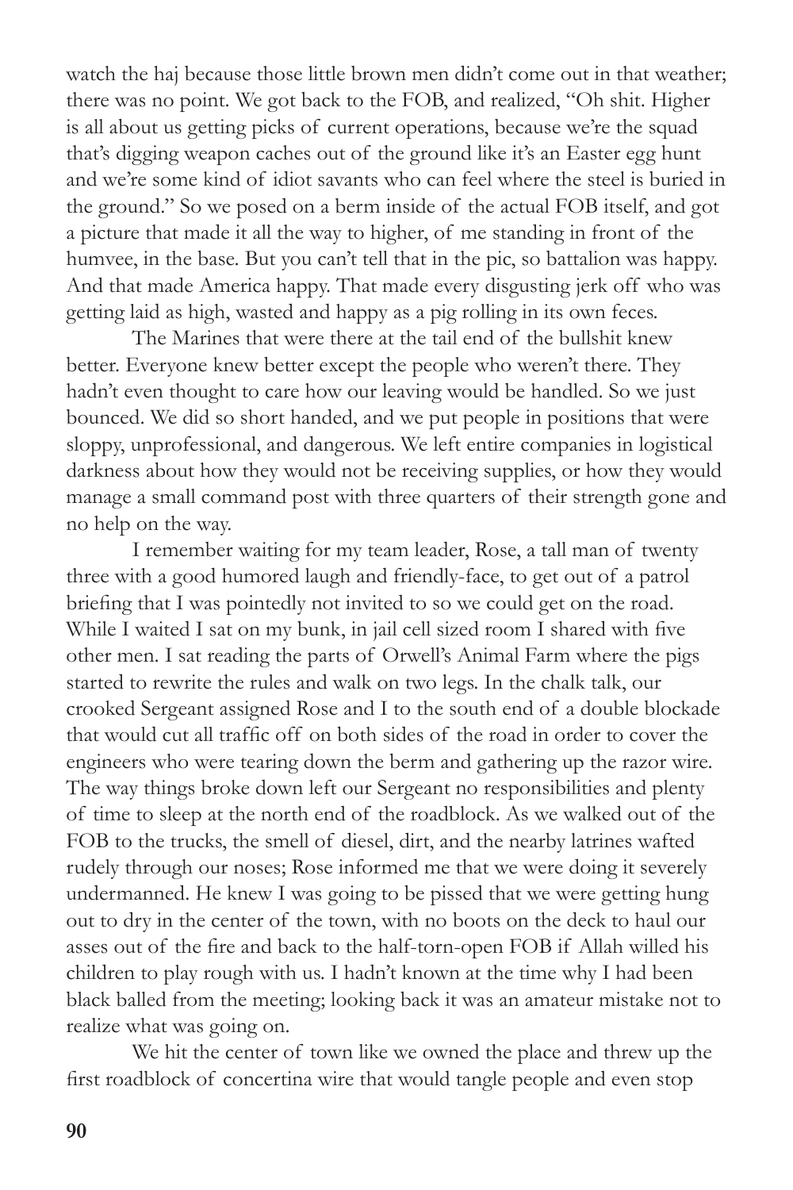watch the haj because those little brown men didn't come out in that weather; there was no point. We got back to the FOB, and realized, "Oh shit. Higher is all about us getting picks of current operations, because we're the squad that's digging weapon caches out of the ground like it's an Easter egg hunt and we're some kind of idiot savants who can feel where the steel is buried in the ground." So we posed on a berm inside of the actual FOB itself, and got a picture that made it all the way to higher, of me standing in front of the humvee, in the base. But you can't tell that in the pic, so battalion was happy. And that made America happy. That made every disgusting jerk off who was getting laid as high, wasted and happy as a pig rolling in its own feces.

The Marines that were there at the tail end of the bullshit knew better. Everyone knew better except the people who weren't there. They hadn't even thought to care how our leaving would be handled. So we just bounced. We did so short handed, and we put people in positions that were sloppy, unprofessional, and dangerous. We left entire companies in logistical darkness about how they would not be receiving supplies, or how they would manage a small command post with three quarters of their strength gone and no help on the way.

I remember waiting for my team leader, Rose, a tall man of twenty three with a good humored laugh and friendly-face, to get out of a patrol briefing that I was pointedly not invited to so we could get on the road. While I waited I sat on my bunk, in jail cell sized room I shared with five other men. I sat reading the parts of Orwell's Animal Farm where the pigs started to rewrite the rules and walk on two legs. In the chalk talk, our crooked Sergeant assigned Rose and I to the south end of a double blockade that would cut all traffic off on both sides of the road in order to cover the engineers who were tearing down the berm and gathering up the razor wire. The way things broke down left our Sergeant no responsibilities and plenty of time to sleep at the north end of the roadblock. As we walked out of the FOB to the trucks, the smell of diesel, dirt, and the nearby latrines wafted rudely through our noses; Rose informed me that we were doing it severely undermanned. He knew I was going to be pissed that we were getting hung out to dry in the center of the town, with no boots on the deck to haul our asses out of the fire and back to the half-torn-open FOB if Allah willed his children to play rough with us. I hadn't known at the time why I had been black balled from the meeting; looking back it was an amateur mistake not to realize what was going on.

We hit the center of town like we owned the place and threw up the first roadblock of concertina wire that would tangle people and even stop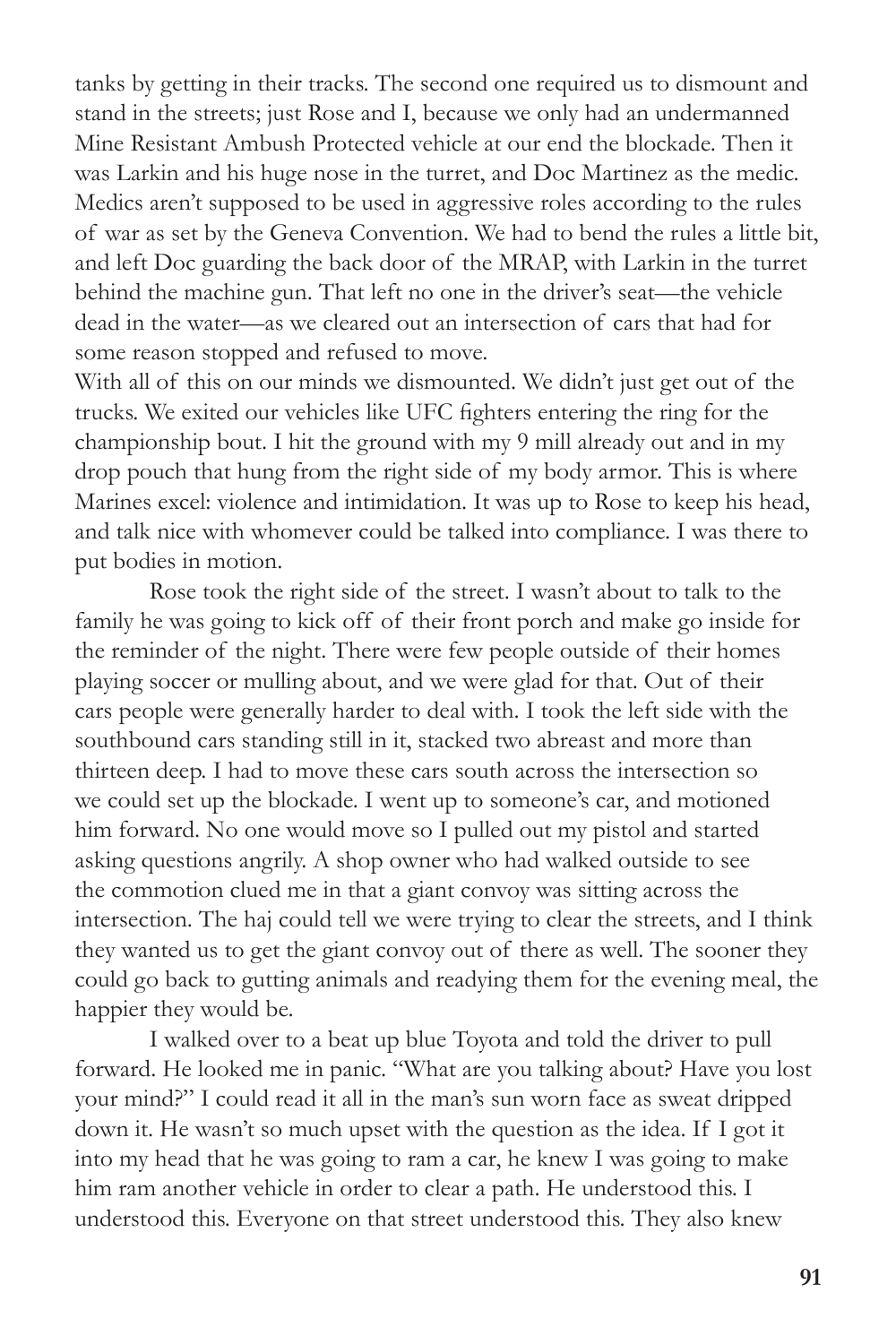tanks by getting in their tracks. The second one required us to dismount and stand in the streets; just Rose and I, because we only had an undermanned Mine Resistant Ambush Protected vehicle at our end the blockade. Then it was Larkin and his huge nose in the turret, and Doc Martinez as the medic. Medics aren't supposed to be used in aggressive roles according to the rules of war as set by the Geneva Convention. We had to bend the rules a little bit, and left Doc guarding the back door of the MRAP, with Larkin in the turret behind the machine gun. That left no one in the driver's seat—the vehicle dead in the water—as we cleared out an intersection of cars that had for some reason stopped and refused to move.

With all of this on our minds we dismounted. We didn't just get out of the trucks. We exited our vehicles like UFC fighters entering the ring for the championship bout. I hit the ground with my 9 mill already out and in my drop pouch that hung from the right side of my body armor. This is where Marines excel: violence and intimidation. It was up to Rose to keep his head, and talk nice with whomever could be talked into compliance. I was there to put bodies in motion.

Rose took the right side of the street. I wasn't about to talk to the family he was going to kick off of their front porch and make go inside for the reminder of the night. There were few people outside of their homes playing soccer or mulling about, and we were glad for that. Out of their cars people were generally harder to deal with. I took the left side with the southbound cars standing still in it, stacked two abreast and more than thirteen deep. I had to move these cars south across the intersection so we could set up the blockade. I went up to someone's car, and motioned him forward. No one would move so I pulled out my pistol and started asking questions angrily. A shop owner who had walked outside to see the commotion clued me in that a giant convoy was sitting across the intersection. The haj could tell we were trying to clear the streets, and I think they wanted us to get the giant convoy out of there as well. The sooner they could go back to gutting animals and readying them for the evening meal, the happier they would be.

I walked over to a beat up blue Toyota and told the driver to pull forward. He looked me in panic. "What are you talking about? Have you lost your mind?" I could read it all in the man's sun worn face as sweat dripped down it. He wasn't so much upset with the question as the idea. If I got it into my head that he was going to ram a car, he knew I was going to make him ram another vehicle in order to clear a path. He understood this. I understood this. Everyone on that street understood this. They also knew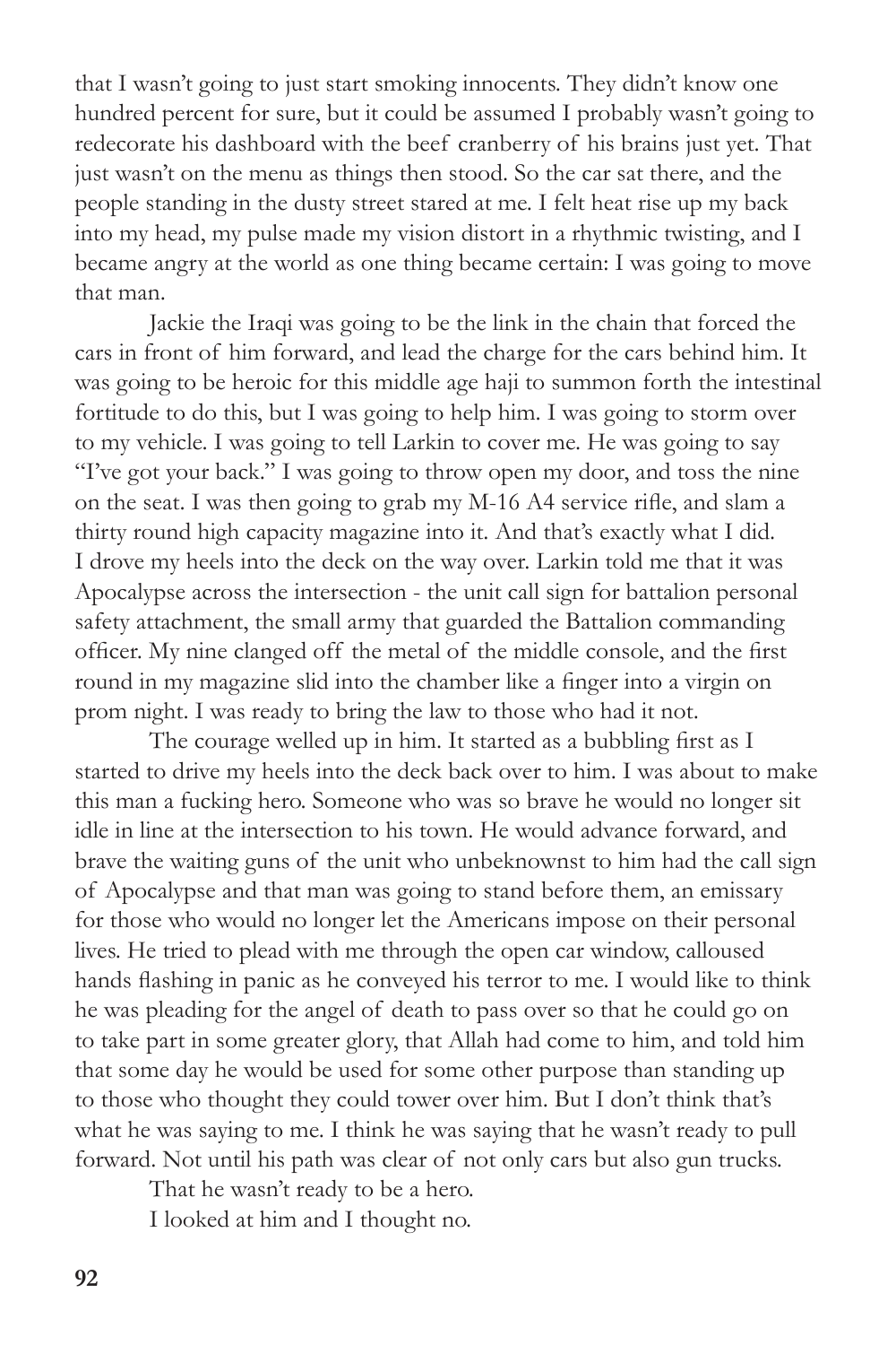that I wasn't going to just start smoking innocents. They didn't know one hundred percent for sure, but it could be assumed I probably wasn't going to redecorate his dashboard with the beef cranberry of his brains just yet. That just wasn't on the menu as things then stood. So the car sat there, and the people standing in the dusty street stared at me. I felt heat rise up my back into my head, my pulse made my vision distort in a rhythmic twisting, and I became angry at the world as one thing became certain: I was going to move that man.

Jackie the Iraqi was going to be the link in the chain that forced the cars in front of him forward, and lead the charge for the cars behind him. It was going to be heroic for this middle age haji to summon forth the intestinal fortitude to do this, but I was going to help him. I was going to storm over to my vehicle. I was going to tell Larkin to cover me. He was going to say "I've got your back." I was going to throw open my door, and toss the nine on the seat. I was then going to grab my M-16 A4 service rifle, and slam a thirty round high capacity magazine into it. And that's exactly what I did. I drove my heels into the deck on the way over. Larkin told me that it was Apocalypse across the intersection - the unit call sign for battalion personal safety attachment, the small army that guarded the Battalion commanding officer. My nine clanged off the metal of the middle console, and the first round in my magazine slid into the chamber like a finger into a virgin on prom night. I was ready to bring the law to those who had it not.

The courage welled up in him. It started as a bubbling first as I started to drive my heels into the deck back over to him. I was about to make this man a fucking hero. Someone who was so brave he would no longer sit idle in line at the intersection to his town. He would advance forward, and brave the waiting guns of the unit who unbeknownst to him had the call sign of Apocalypse and that man was going to stand before them, an emissary for those who would no longer let the Americans impose on their personal lives. He tried to plead with me through the open car window, calloused hands flashing in panic as he conveyed his terror to me. I would like to think he was pleading for the angel of death to pass over so that he could go on to take part in some greater glory, that Allah had come to him, and told him that some day he would be used for some other purpose than standing up to those who thought they could tower over him. But I don't think that's what he was saying to me. I think he was saying that he wasn't ready to pull forward. Not until his path was clear of not only cars but also gun trucks.

That he wasn't ready to be a hero.

I looked at him and I thought no.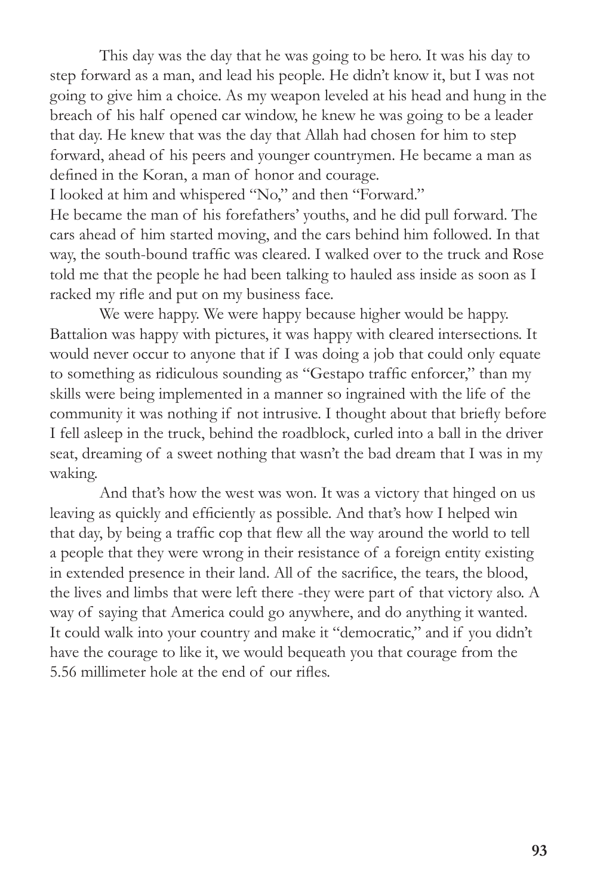This day was the day that he was going to be hero. It was his day to step forward as a man, and lead his people. He didn't know it, but I was not going to give him a choice. As my weapon leveled at his head and hung in the breach of his half opened car window, he knew he was going to be a leader that day. He knew that was the day that Allah had chosen for him to step forward, ahead of his peers and younger countrymen. He became a man as defined in the Koran, a man of honor and courage.

I looked at him and whispered "No," and then "Forward."

He became the man of his forefathers' youths, and he did pull forward. The cars ahead of him started moving, and the cars behind him followed. In that way, the south-bound traffic was cleared. I walked over to the truck and Rose told me that the people he had been talking to hauled ass inside as soon as I racked my rifle and put on my business face.

We were happy. We were happy because higher would be happy. Battalion was happy with pictures, it was happy with cleared intersections. It would never occur to anyone that if I was doing a job that could only equate to something as ridiculous sounding as "Gestapo traffic enforcer," than my skills were being implemented in a manner so ingrained with the life of the community it was nothing if not intrusive. I thought about that briefly before I fell asleep in the truck, behind the roadblock, curled into a ball in the driver seat, dreaming of a sweet nothing that wasn't the bad dream that I was in my waking.

And that's how the west was won. It was a victory that hinged on us leaving as quickly and efficiently as possible. And that's how I helped win that day, by being a traffic cop that flew all the way around the world to tell a people that they were wrong in their resistance of a foreign entity existing in extended presence in their land. All of the sacrifice, the tears, the blood, the lives and limbs that were left there -they were part of that victory also. A way of saying that America could go anywhere, and do anything it wanted. It could walk into your country and make it "democratic," and if you didn't have the courage to like it, we would bequeath you that courage from the 5.56 millimeter hole at the end of our rifles.